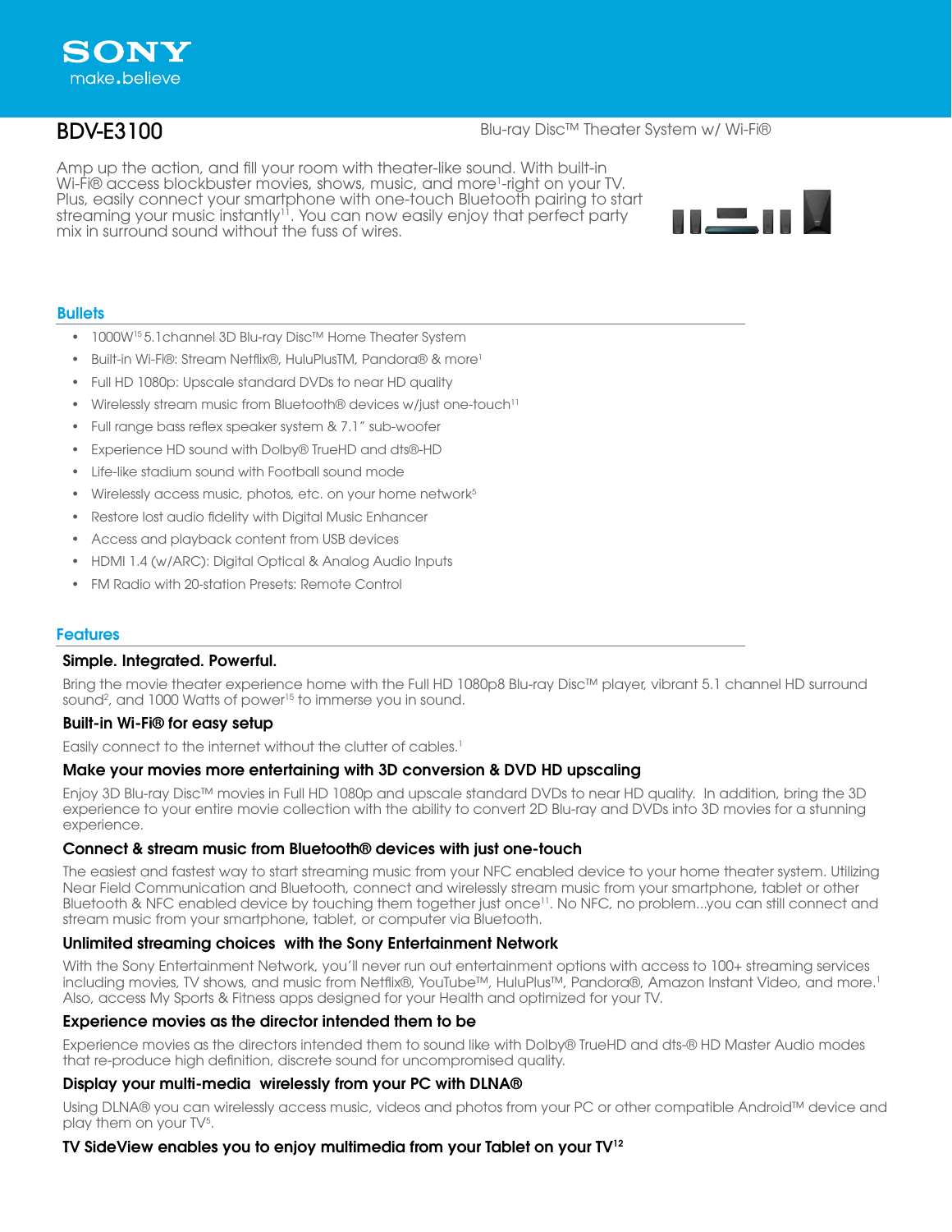SONY
make.believe

# BDV-E3100

Blu-ray Disc™ Theater System w/ Wi-Fi®

Amp up the action, and fill your room with theater-like sound. With built-in Wi-Fi® access blockbuster movies, shows, music, and more[1]-right on your TV. Plus, easily connect your smartphone with one-touch Bluetooth pairing to start streaming your music instantly[11]. You can now easily enjoy that perfect party mix in surround sound without the fuss of wires.

## Bullets

- 1000W[15] 5.1channel 3D Blu-ray Disc™ Home Theater System
- Built-in Wi-Fi®: Stream Netflix®, HuluPlusTM, Pandora® & more[1]
- Full HD 1080p: Upscale standard DVDs to near HD quality
- Wirelessly stream music from Bluetooth® devices w/just one-touch[11]
- Full range bass reflex speaker system & 7.1" sub-woofer
- Experience HD sound with Dolby® TrueHD and dts®-HD
- Life-like stadium sound with Football sound mode
- Wirelessly access music, photos, etc. on your home network[5]
- Restore lost audio fidelity with Digital Music Enhancer
- Access and playback content from USB devices
- HDMI 1.4 (w/ARC): Digital Optical & Analog Audio Inputs
- FM Radio with 20-station Presets: Remote Control

## Features

### Simple. Integrated. Powerful.

Bring the movie theater experience home with the Full HD 1080p8 Blu-ray Disc™ player, vibrant 5.1 channel HD surround sound[2], and 1000 Watts of power[15] to immerse you in sound.

### Built-in Wi-Fi® for easy setup

Easily connect to the internet without the clutter of cables.[1]

### Make your movies more entertaining with 3D conversion & DVD HD upscaling

Enjoy 3D Blu-ray Disc™ movies in Full HD 1080p and upscale standard DVDs to near HD quality. In addition, bring the 3D experience to your entire movie collection with the ability to convert 2D Blu-ray and DVDs into 3D movies for a stunning experience.

### Connect & stream music from Bluetooth® devices with just one-touch

The easiest and fastest way to start streaming music from your NFC enabled device to your home theater system. Utilizing Near Field Communication and Bluetooth, connect and wirelessly stream music from your smartphone, tablet or other Bluetooth & NFC enabled device by touching them together just once[11]. No NFC, no problem...you can still connect and stream music from your smartphone, tablet, or computer via Bluetooth.

### Unlimited streaming choices with the Sony Entertainment Network

With the Sony Entertainment Network, you'll never run out entertainment options with access to 100+ streaming services including movies, TV shows, and music from Netflix®, YouTube™, HuluPlus™, Pandora®, Amazon Instant Video, and more.[1] Also, access My Sports & Fitness apps designed for your Health and optimized for your TV.

### Experience movies as the director intended them to be

Experience movies as the directors intended them to sound like with Dolby® TrueHD and dts-® HD Master Audio modes that re-produce high definition, discrete sound for uncompromised quality.

### Display your multi-media wirelessly from your PC with DLNA®

Using DLNA® you can wirelessly access music, videos and photos from your PC or other compatible Android™ device and play them on your TV[5].

### TV SideView enables you to enjoy multimedia from your Tablet on your TV[12]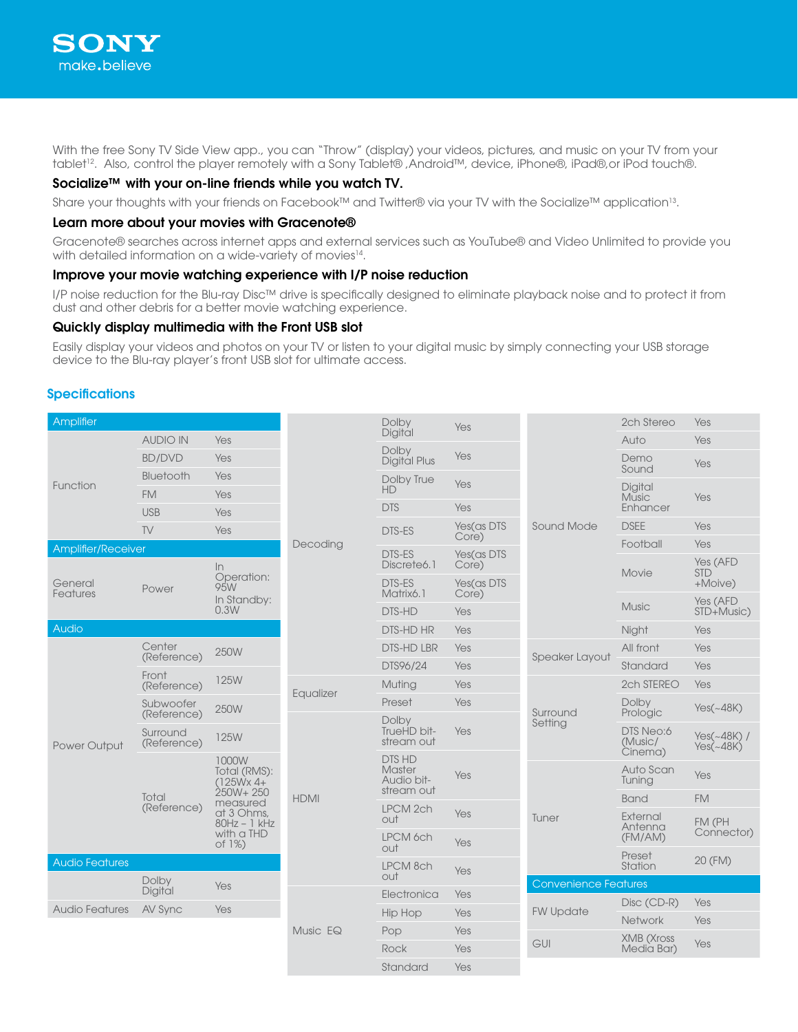With the free Sony TV Side View app., you can "Throw" (display) your videos, pictures, and music on your TV from your tablet[12]. Also, control the player remotely with a Sony Tablet® ,Android™, device, iPhone®, iPad®,or iPod touch®.

### Socialize™ with your on-line friends while you watch TV.

Share your thoughts with your friends on Facebook™ and Twitter® via your TV with the Socialize™ application[13].

### Learn more about your movies with Gracenote®

Gracenote® searches across internet apps and external services such as YouTube® and Video Unlimited to provide you with detailed information on a wide-variety of movies[14].

### Improve your movie watching experience with I/P noise reduction

I/P noise reduction for the Blu-ray Disc™ drive is specifically designed to eliminate playback noise and to protect it from dust and other debris for a better movie watching experience.

### Quickly display multimedia with the Front USB slot

Easily display your videos and photos on your TV or listen to your digital music by simply connecting your USB storage device to the Blu-ray player's front USB slot for ultimate access.

## Specifications

| Amplifier | | |
|---|---|---|
| Function | AUDIO IN | Yes |
| | BD/DVD | Yes |
| | Bluetooth | Yes |
| | FM | Yes |
| | USB | Yes |
| | TV | Yes |
| **Amplifier/Receiver** | | |
| General Features | Power | In Operation: 95W In Standby: 0.3W |
| **Audio** | | |
| Power Output | Center (Reference) | 250W |
| | Front (Reference) | 125W |
| | Subwoofer (Reference) | 250W |
| | Surround (Reference) | 125W |
| | Total (Reference) | 1000W Total (RMS): (125Wx 4+ 250W+ 250 measured at 3 Ohms, 80Hz – 1 kHz with a THD of 1%) |
| **Audio Features** | | |
| Audio Features | Dolby Digital | Yes |
| | AV Sync | Yes |

| | | |
|---|---|---|
| Decoding | Dolby Digital | Yes |
| | Dolby Digital Plus | Yes |
| | Dolby True HD | Yes |
| | DTS | Yes |
| | DTS-ES | Yes(as DTS Core) |
| | DTS-ES Discrete6.1 | Yes(as DTS Core) |
| | DTS-ES Matrix6.1 | Yes(as DTS Core) |
| | DTS-HD | Yes |
| | DTS-HD HR | Yes |
| | DTS-HD LBR | Yes |
| | DTS96/24 | Yes |
| Equalizer | Muting | Yes |
| | Preset | Yes |
| HDMI | Dolby TrueHD bit-stream out | Yes |
| | DTS HD Master Audio bit-stream out | Yes |
| | LPCM 2ch out | Yes |
| | LPCM 6ch out | Yes |
| | LPCM 8ch out | Yes |
| Music EQ | Electronica | Yes |
| | Hip Hop | Yes |
| | Pop | Yes |
| | Rock | Yes |
| | Standard | Yes |

| | | |
|---|---|---|
| Sound Mode | 2ch Stereo | Yes |
| | Auto | Yes |
| | Demo Sound | Yes |
| | Digital Music Enhancer | Yes |
| | DSEE | Yes |
| | Football | Yes |
| | Movie | Yes (AFD STD +Moive) |
| | Music | Yes (AFD STD+Music) |
| | Night | Yes |
| Speaker Layout | All front | Yes |
| | Standard | Yes |
| Surround Setting | 2ch STEREO | Yes |
| | Dolby Prologic | Yes(~48K) |
| | DTS Neo:6 (Music/ Cinema) | Yes(~48K) / Yes(~48K) |
| Tuner | Auto Scan Tuning | Yes |
| | Band | FM |
| | External Antenna (FM/AM) | FM (PH Connector) |
| | Preset Station | 20 (FM) |
| **Convenience Features** | | |
| FW Update | Disc (CD-R) | Yes |
| | Network | Yes |
| GUI | XMB (Xross Media Bar) | Yes |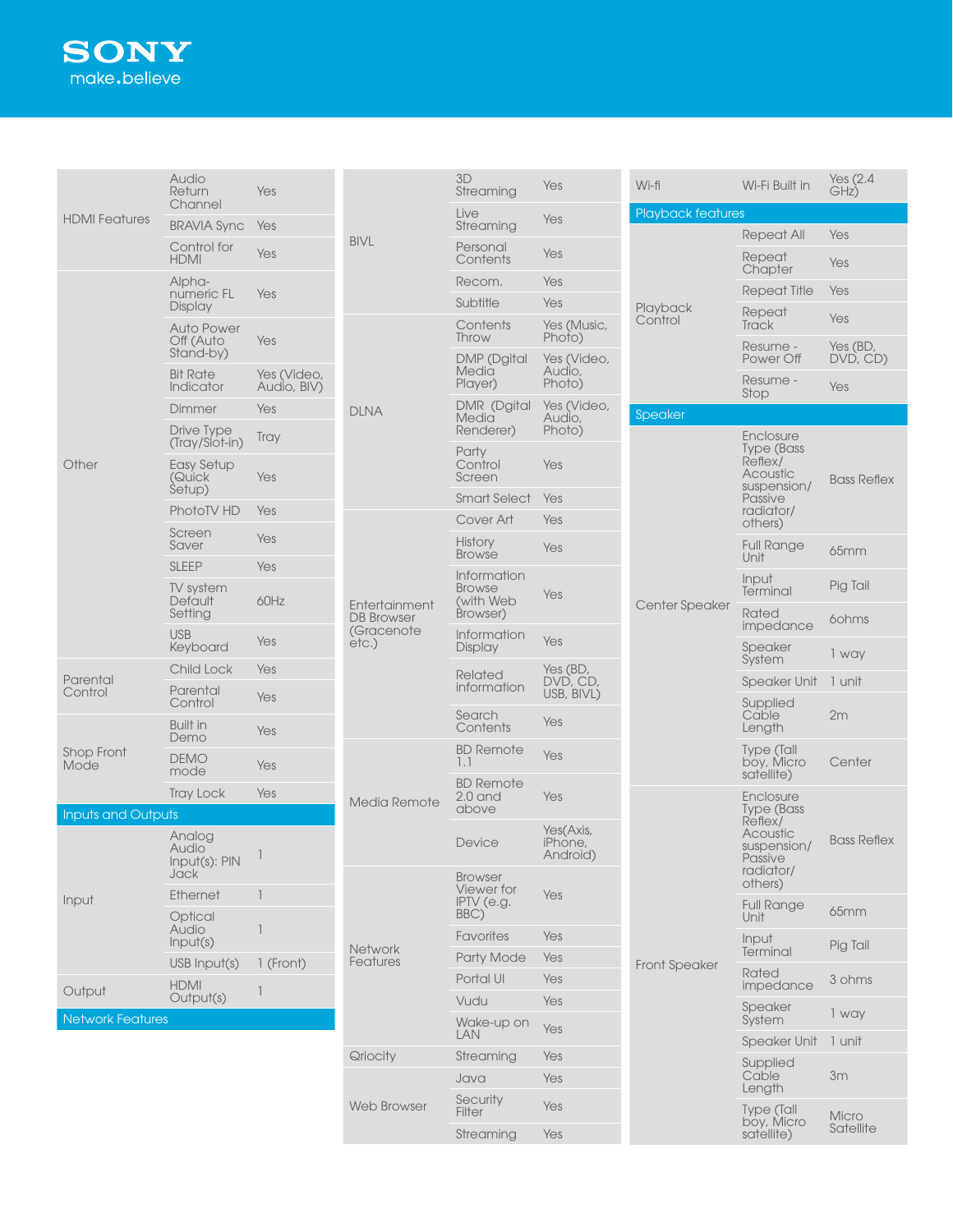| | | |
|---|---|---|
| HDMI Features | Audio Return Channel | Yes |
| | BRAVIA Sync | Yes |
| | Control for HDMI | Yes |
| Other | Alpha-numeric FL Display | Yes |
| | Auto Power Off (Auto Stand-by) | Yes |
| | Bit Rate Indicator | Yes (Video, Audio, BIV) |
| | Dimmer | Yes |
| | Drive Type (Tray/Slot-in) | Tray |
| | Easy Setup (Quick Setup) | Yes |
| | PhotoTV HD | Yes |
| | Screen Saver | Yes |
| | SLEEP | Yes |
| | TV system Default Setting | 60Hz |
| | USB Keyboard | Yes |
| Parental Control | Child Lock | Yes |
| | Parental Control | Yes |
| Shop Front Mode | Built in Demo | Yes |
| | DEMO mode | Yes |
| | Tray Lock | Yes |

**Inputs and Outputs**

| | | |
|---|---|---|
| Input | Analog Audio Input(s): PIN Jack | 1 |
| | Ethernet | 1 |
| | Optical Audio Input(s) | 1 |
| | USB Input(s) | 1 (Front) |
| Output | HDMI Output(s) | 1 |

**Network Features**

| | | |
|---|---|---|
| BIVL | 3D Streaming | Yes |
| | Live Streaming | Yes |
| | Personal Contents | Yes |
| | Recom. | Yes |
| | Subtitle | Yes |
| DLNA | Contents Throw | Yes (Music, Photo) |
| | DMP (Dgital Media Player) | Yes (Video, Audio, Photo) |
| | DMR (Dgital Media Renderer) | Yes (Video, Audio, Photo) |
| | Party Control Screen | Yes |
| | Smart Select | Yes |
| Entertainment DB Browser (Gracenote etc.) | Cover Art | Yes |
| | History Browse | Yes |
| | Information Browse (with Web Browser) | Yes |
| | Information Display | Yes |
| | Related information | Yes (BD, DVD, CD, USB, BIVL) |
| | Search Contents | Yes |
| Media Remote | BD Remote 1.1 | Yes |
| | BD Remote 2.0 and above | Yes |
| | Device | Yes(Axis, iPhone, Android) |
| Network Features | Browser Viewer for IPTV (e.g. BBC) | Yes |
| | Favorites | Yes |
| | Party Mode | Yes |
| | Portal UI | Yes |
| | Vudu | Yes |
| | Wake-up on LAN | Yes |
| Qriocity | Streaming | Yes |
| Web Browser | Java | Yes |
| | Security Filter | Yes |
| | Streaming | Yes |
| Wi-fi | Wi-Fi Built in | Yes (2.4 GHz) |

**Playback features**

| | | |
|---|---|---|
| Playback Control | Repeat All | Yes |
| | Repeat Chapter | Yes |
| | Repeat Title | Yes |
| | Repeat Track | Yes |
| | Resume - Power Off | Yes (BD, DVD, CD) |
| | Resume - Stop | Yes |

**Speaker**

| | | |
|---|---|---|
| Center Speaker | Enclosure Type (Bass Reflex/ Acoustic suspension/ Passive radiator/ others) | Bass Reflex |
| | Full Range Unit | 65mm |
| | Input Terminal | Pig Tail |
| | Rated impedance | 6ohms |
| | Speaker System | 1 way |
| | Speaker Unit | 1 unit |
| | Supplied Cable Length | 2m |
| | Type (Tall boy, Micro satellite) | Center |
| Front Speaker | Enclosure Type (Bass Reflex/ Acoustic suspension/ Passive radiator/ others) | Bass Reflex |
| | Full Range Unit | 65mm |
| | Input Terminal | Pig Tail |
| | Rated impedance | 3 ohms |
| | Speaker System | 1 way |
| | Speaker Unit | 1 unit |
| | Supplied Cable Length | 3m |
| | Type (Tall boy, Micro satellite) | Micro Satellite |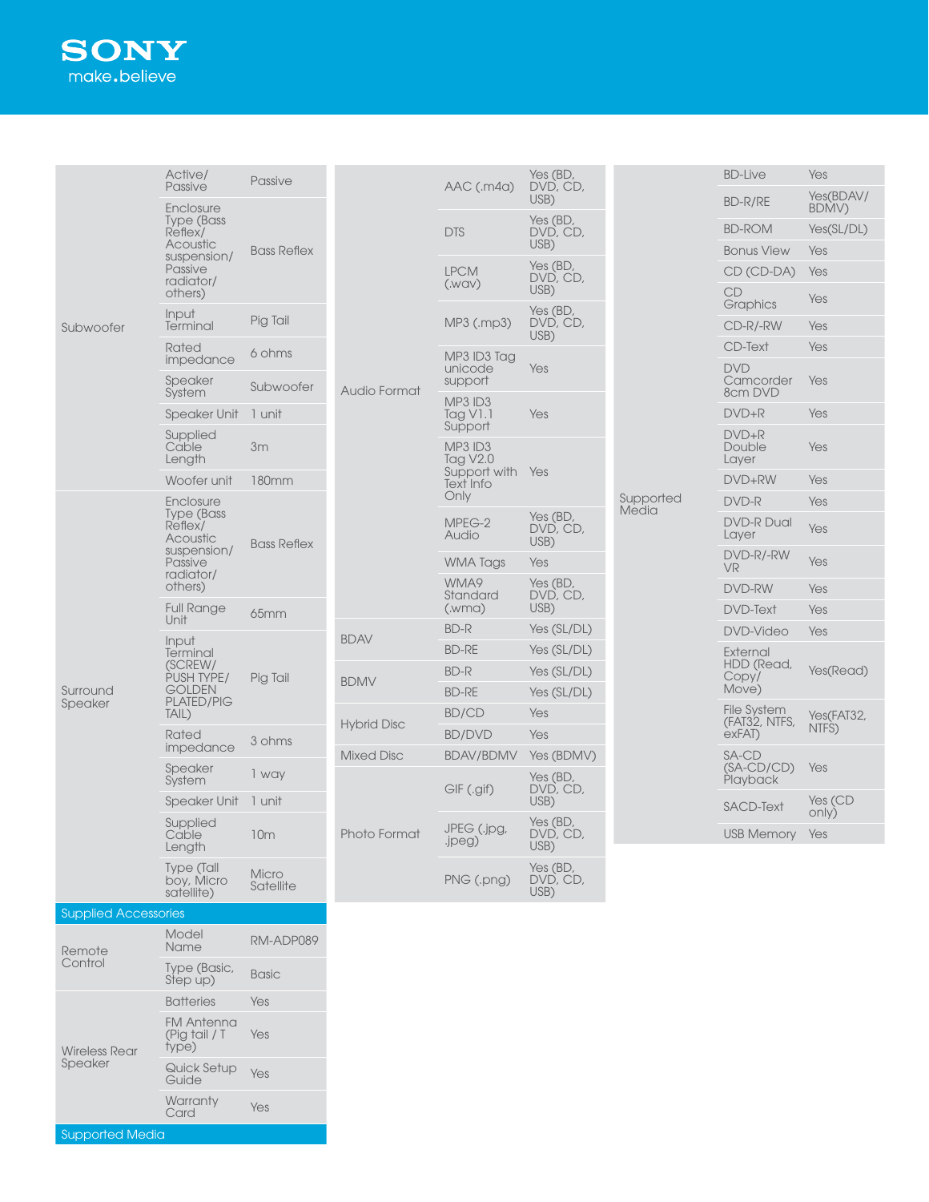| | | |
|---|---|---|
| Subwoofer | Active/ Passive | Passive |
| | Enclosure Type (Bass Reflex/ Acoustic suspension/ Passive radiator/ others) | Bass Reflex |
| | Input Terminal | Pig Tail |
| | Rated impedance | 6 ohms |
| | Speaker System | Subwoofer |
| | Speaker Unit | 1 unit |
| | Supplied Cable Length | 3m |
| | Woofer unit | 180mm |
| Surround Speaker | Enclosure Type (Bass Reflex/ Acoustic suspension/ Passive radiator/ others) | Bass Reflex |
| | Full Range Unit | 65mm |
| | Input Terminal (SCREW/ PUSH TYPE/ GOLDEN PLATED/PIG TAIL) | Pig Tail |
| | Rated impedance | 3 ohms |
| | Speaker System | 1 way |
| | Speaker Unit | 1 unit |
| | Supplied Cable Length | 10m |
| | Type (Tall boy, Micro satellite) | Micro Satellite |

## Supplied Accessories

| | | |
|---|---|---|
| Remote Control | Model Name | RM-ADP089 |
| | Type (Basic, Step up) | Basic |
| Wireless Rear Speaker | Batteries | Yes |
| | FM Antenna (Pig tail / T type) | Yes |
| | Quick Setup Guide | Yes |
| | Warranty Card | Yes |

## Supported Media

| | | |
|---|---|---|
| Audio Format | AAC (.m4a) | Yes (BD, DVD, CD, USB) |
| | DTS | Yes (BD, DVD, CD, USB) |
| | LPCM (.wav) | Yes (BD, DVD, CD, USB) |
| | MP3 (.mp3) | Yes (BD, DVD, CD, USB) |
| | MP3 ID3 Tag unicode support | Yes |
| | MP3 ID3 Tag V1.1 Support | Yes |
| | MP3 ID3 Tag V2.0 Support with Text Info Only | Yes |
| | MPEG-2 Audio | Yes (BD, DVD, CD, USB) |
| | WMA Tags | Yes |
| | WMA9 Standard (.wma) | Yes (BD, DVD, CD, USB) |
| BDAV | BD-R | Yes (SL/DL) |
| | BD-RE | Yes (SL/DL) |
| BDMV | BD-R | Yes (SL/DL) |
| | BD-RE | Yes (SL/DL) |
| Hybrid Disc | BD/CD | Yes |
| | BD/DVD | Yes |
| Mixed Disc | BDAV/BDMV | Yes (BDMV) |
| Photo Format | GIF (.gif) | Yes (BD, DVD, CD, USB) |
| | JPEG (.jpg, .jpeg) | Yes (BD, DVD, CD, USB) |
| | PNG (.png) | Yes (BD, DVD, CD, USB) |
| Supported Media | BD-Live | Yes |
| | BD-R/RE | Yes(BDAV/ BDMV) |
| | BD-ROM | Yes(SL/DL) |
| | Bonus View | Yes |
| | CD (CD-DA) | Yes |
| | CD Graphics | Yes |
| | CD-R/-RW | Yes |
| | CD-Text | Yes |
| | DVD Camcorder 8cm DVD | Yes |
| | DVD+R | Yes |
| | DVD+R Double Layer | Yes |
| | DVD+RW | Yes |
| | DVD-R | Yes |
| | DVD-R Dual Layer | Yes |
| | DVD-R/-RW VR | Yes |
| | DVD-RW | Yes |
| | DVD-Text | Yes |
| | DVD-Video | Yes |
| | External HDD (Read, Copy/ Move) | Yes(Read) |
| | File System (FAT32, NTFS, exFAT) | Yes(FAT32, NTFS) |
| | SA-CD (SA-CD/CD) Playback | Yes |
| | SACD-Text | Yes (CD only) |
| | USB Memory | Yes |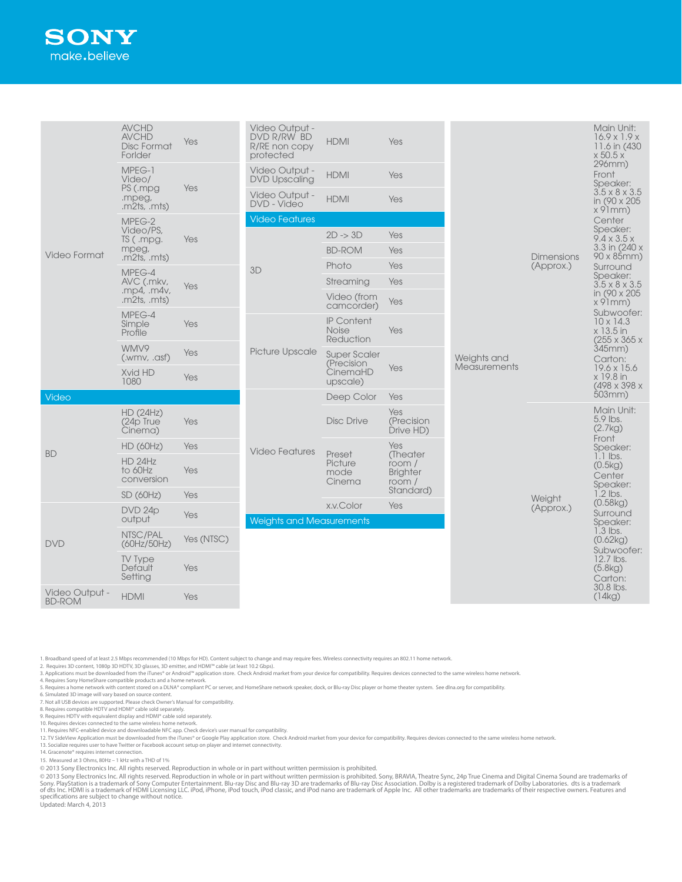SONY
make.believe

| | | |
|---|---|---|
| Video Format | AVCHD AVCHD Disc Format Forlder | Yes |
| | MPEG-1 Video/ PS (.mpg .mpeg, .m2ts, .mts) | Yes |
| | MPEG-2 Video/PS, TS ( .mpg. mpeg, .m2ts, .mts) | Yes |
| | MPEG-4 AVC (.mkv, .mp4, .m4v, .m2ts, .mts) | Yes |
| | MPEG-4 Simple Profile | Yes |
| | WMV9 (.wmv, .asf) | Yes |
| | Xvid HD 1080 | Yes |

## Video

| | | |
|---|---|---|
| BD | HD (24Hz) (24p True Cinema) | Yes |
| | HD (60Hz) | Yes |
| | HD 24Hz to 60Hz conversion | Yes |
| | SD (60Hz) | Yes |
| DVD | DVD 24p output | Yes |
| | NTSC/PAL (60Hz/50Hz) | Yes (NTSC) |
| | TV Type Default Setting | Yes |
| Video Output - BD-ROM | HDMI | Yes |
| Video Output - DVD R/RW BD R/RE non copy protected | HDMI | Yes |
| Video Output - DVD Upscaling | HDMI | Yes |
| Video Output - DVD - Video | HDMI | Yes |

## Video Features

| | | |
|---|---|---|
| 3D | 2D -> 3D | Yes |
| | BD-ROM | Yes |
| | Photo | Yes |
| | Streaming | Yes |
| | Video (from camcorder) | Yes |
| Picture Upscale | IP Content Noise Reduction | Yes |
| | Super Scaler (Precision CinemaHD upscale) | Yes |
| Video Features | Deep Color | Yes |
| | Disc Drive | Yes (Precision Drive HD) |
| | Preset Picture mode Cinema | Yes (Theater room / Brighter room / Standard) |
| | x.v.Color | Yes |

## Weights and Measurements

| | | |
|---|---|---|
| Weights and Measurements | Dimensions (Approx.) | Main Unit: 16.9 x 1.9 x 11.6 in (430 x 50.5 x 296mm) Front Speaker: 3.5 x 8 x 3.5 in (90 x 205 x 91mm) Center Speaker: 9.4 x 3.5 x 3.3 in (240 x 90 x 85mm) Surround Speaker: 3.5 x 8 x 3.5 in (90 x 205 x 91mm) Subwoofer: 10 x 14.3 x 13.5 in (255 x 365 x 345mm) Carton: 19.6 x 15.6 x 19.8 in (498 x 398 x 503mm) |
| | Weight (Approx.) | Main Unit: 5.9 lbs. (2.7kg) Front Speaker: 1.1 lbs. (0.5kg) Center Speaker: 1.2 lbs. (0.58kg) Surround Speaker: 1.3 lbs. (0.62kg) Subwoofer: 12.7 lbs. (5.8kg) Carton: 30.8 lbs. (14kg) |

1. Broadband speed of at least 2.5 Mbps recommended (10 Mbps for HD). Content subject to change and may require fees. Wireless connectivity requires an 802.11 home network.
2. Requires 3D content, 1080p 3D HDTV, 3D glasses, 3D emitter, and HDMI™ cable (at least 10.2 Gbps).
3. Applications must be downloaded from the iTunes® or Android™ application store. Check Android market from your device for compatibility. Requires devices connected to the same wireless home network.
4. Requires Sony HomeShare compatible products and a home network.
5. Requires a home network with content stored on a DLNA® compliant PC or server, and HomeShare network speaker, dock, or Blu-ray Disc player or home theater system. See dlna.org for compatibility.
6. Simulated 3D image will vary based on source content.
7. Not all USB devices are supported. Please check Owner's Manual for compatibility.
8. Requires compatible HDTV and HDMI® cable sold separately.
9. Requires HDTV with equivalent display and HDMI® cable sold separately.
10. Requires devices connected to the same wireless home network.
11. Requires NFC-enabled device and downloadable NFC app. Check device's user manual for compatibility.
12. TV SideView Application must be downloaded from the iTunes® or Google Play application store. Check Android market from your device for compatibility. Requires devices connected to the same wireless home network.
13. Socialize requires user to have Twitter or Facebook account setup on player and internet connectivity.
14. Gracenote® requires internet connection.
15. Measured at 3 Ohms, 80Hz – 1 kHz with a THD of 1%

© 2013 Sony Electronics Inc. All rights reserved. Reproduction in whole or in part without written permission is prohibited.

© 2013 Sony Electronics Inc. All rights reserved. Reproduction in whole or in part without written permission is prohibited. Sony, BRAVIA, Theatre Sync, 24p True Cinema and Digital Cinema Sound are trademarks of Sony. PlayStation is a trademark of Sony Computer Entertainment. Blu-ray Disc and Blu-ray 3D are trademarks of Blu-ray Disc Association. Dolby is a registered trademark of Dolby Laboratories. dts is a trademark of dts Inc. HDMI is a trademark of HDMI Licensing LLC. iPod, iPhone, iPod touch, iPod classic, and iPod nano are trademark of Apple Inc. All other trademarks are trademarks of their respective owners. Features and specifications are subject to change without notice.

Updated: March 4, 2013